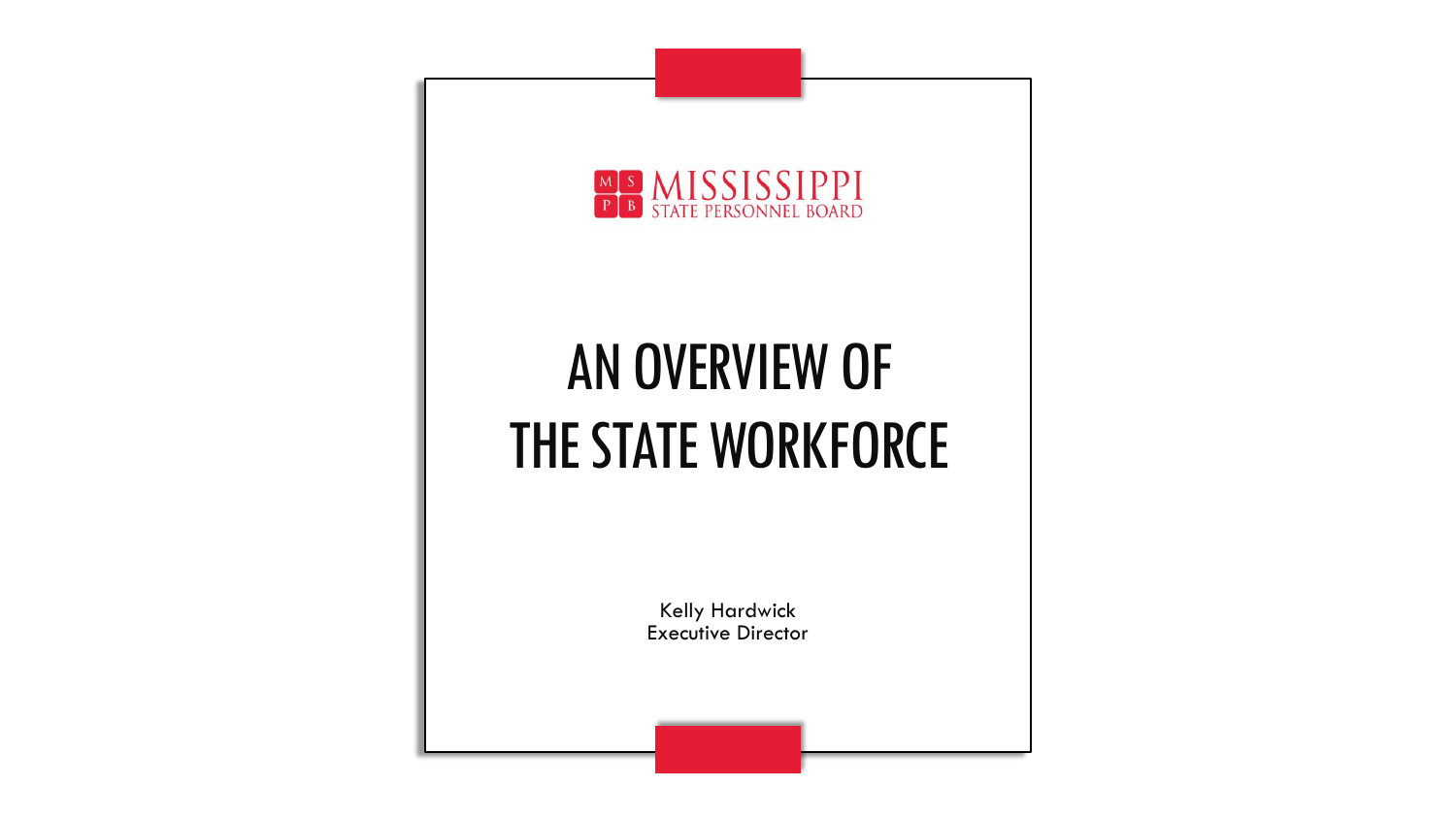MISSISSIPPI STATE PERSONNEL BOARD

# AN OVERVIEW OF THE STATE WORKFORCE

Kelly Hardwick
Executive Director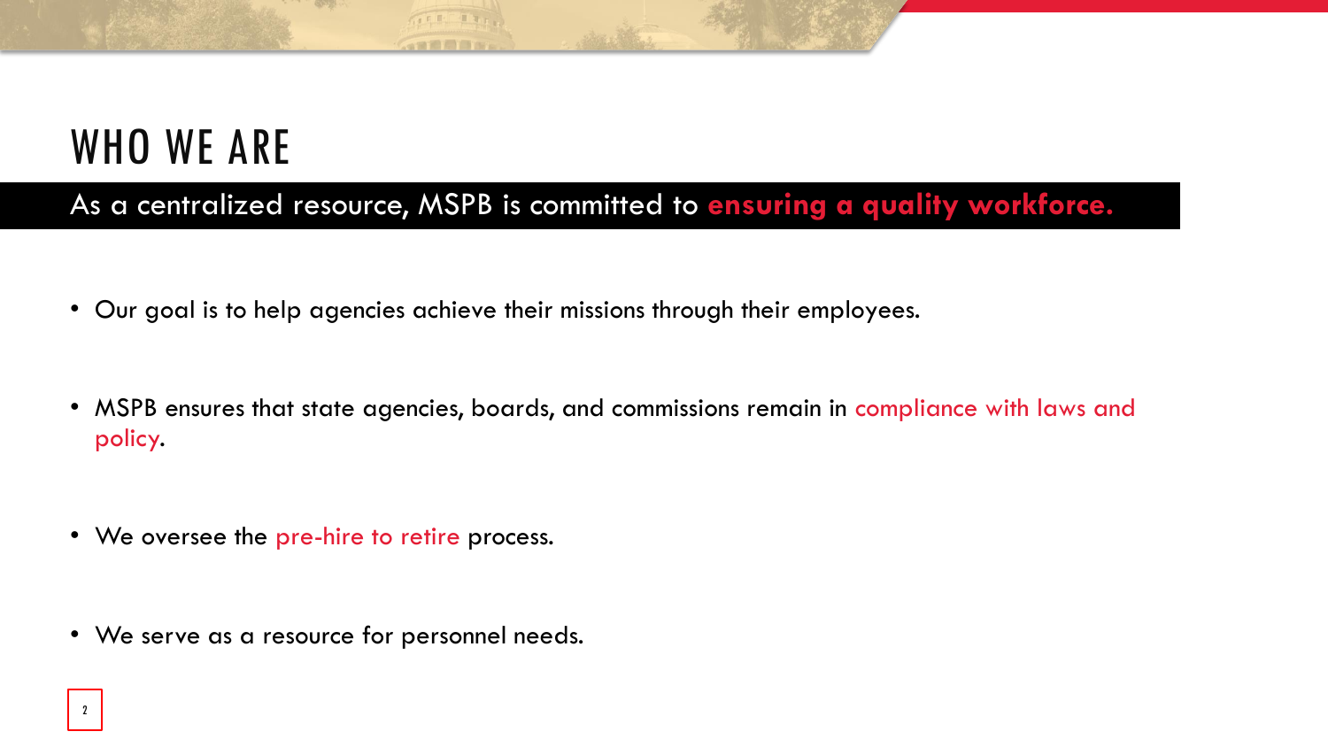# WHO WE ARE

As a centralized resource, MSPB is committed to **ensuring a quality workforce.**

- Our goal is to help agencies achieve their missions through their employees.
- MSPB ensures that state agencies, boards, and commissions remain in compliance with laws and policy.
- We oversee the pre-hire to retire process.
- We serve as a resource for personnel needs.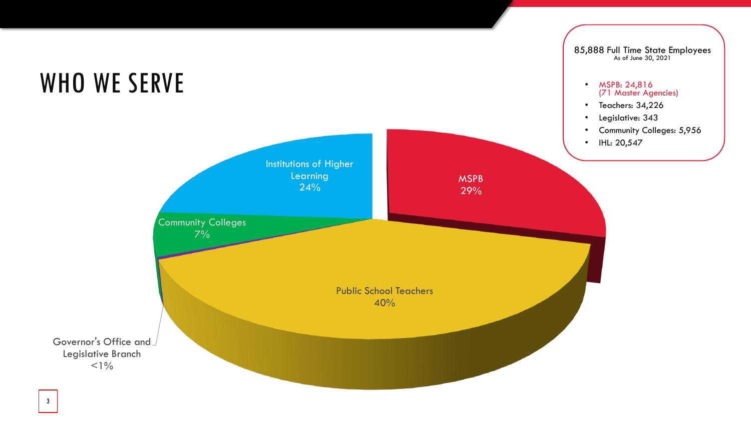# WHO WE SERVE

85,888 Full Time State Employees
As of June 30, 2021

- MSPB: 24,816
  (71 Master Agencies)
- Teachers: 34,226
- Legislative: 343
- Community Colleges: 5,956
- IHL: 20,547

Institutions of Higher Learning 24%

MSPB 29%

Community Colleges 7%

Public School Teachers 40%

Governor's Office and Legislative Branch <1%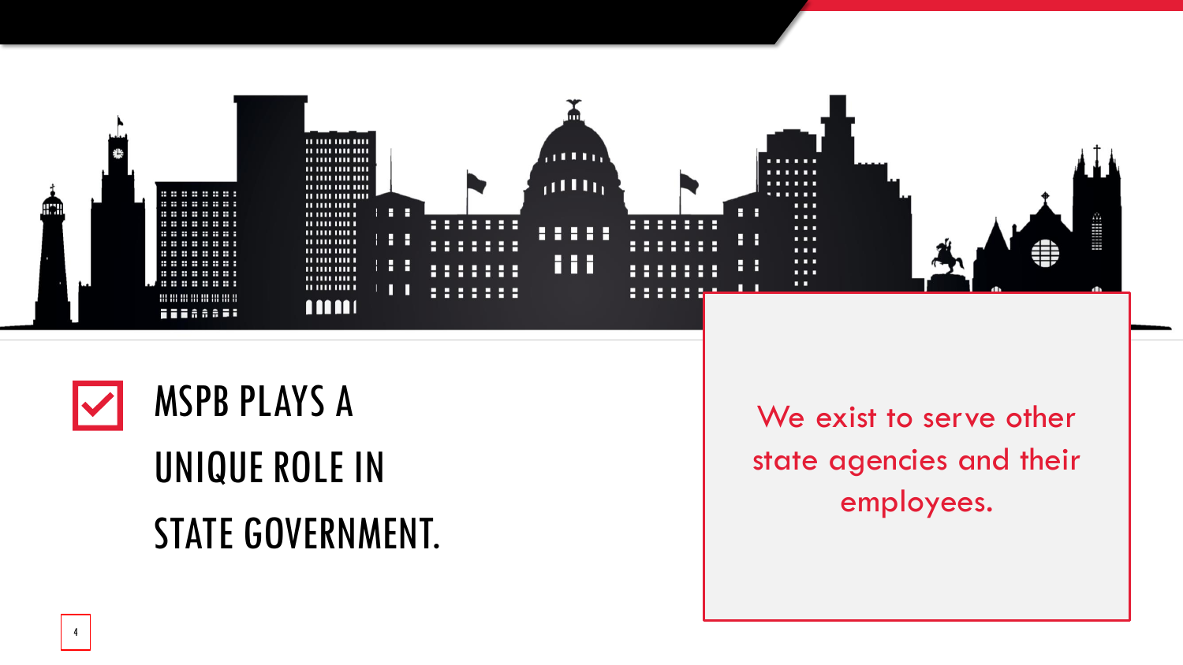# MSPB PLAYS A UNIQUE ROLE IN STATE GOVERNMENT.

We exist to serve other state agencies and their employees.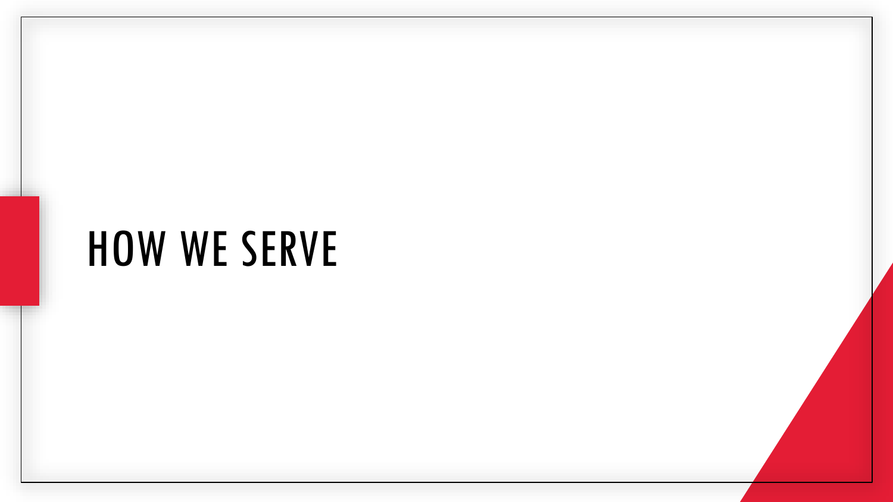# HOW WE SERVE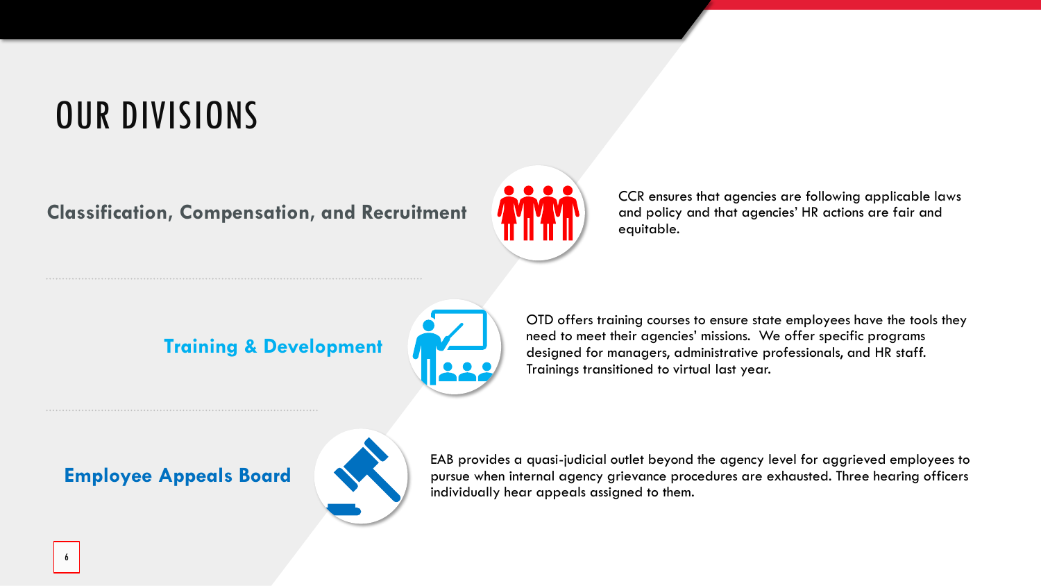# OUR DIVISIONS

## Classification, Compensation, and Recruitment

CCR ensures that agencies are following applicable laws and policy and that agencies' HR actions are fair and equitable.

## Training & Development

OTD offers training courses to ensure state employees have the tools they need to meet their agencies' missions.  We offer specific programs designed for managers, administrative professionals, and HR staff. Trainings transitioned to virtual last year.

## Employee Appeals Board

EAB provides a quasi-judicial outlet beyond the agency level for aggrieved employees to pursue when internal agency grievance procedures are exhausted. Three hearing officers individually hear appeals assigned to them.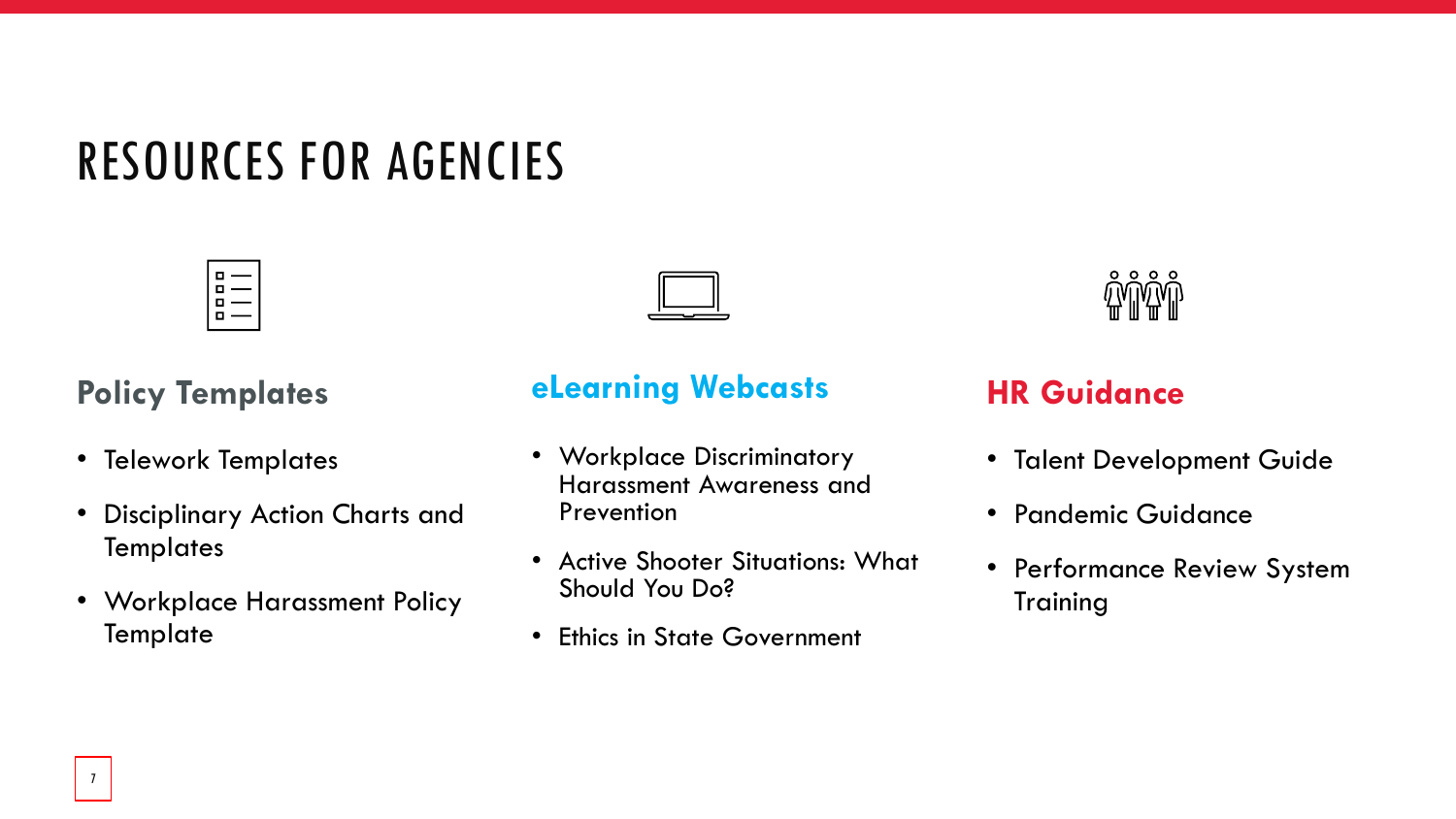# RESOURCES FOR AGENCIES

## Policy Templates

- Telework Templates
- Disciplinary Action Charts and Templates
- Workplace Harassment Policy Template

## eLearning Webcasts

- Workplace Discriminatory Harassment Awareness and Prevention
- Active Shooter Situations: What Should You Do?
- Ethics in State Government

## HR Guidance

- Talent Development Guide
- Pandemic Guidance
- Performance Review System Training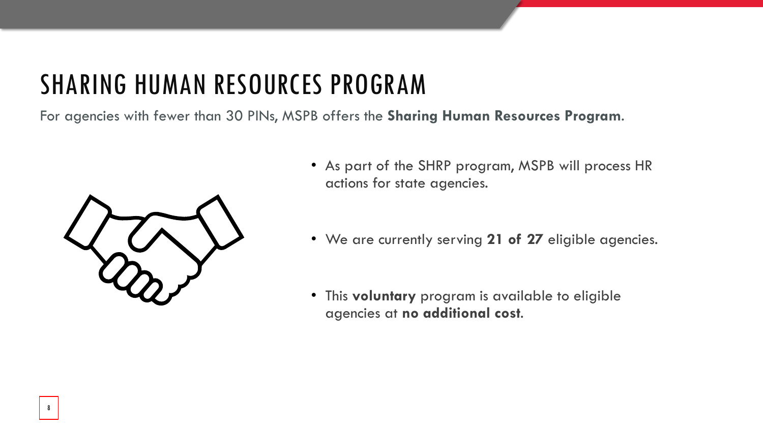# SHARING HUMAN RESOURCES PROGRAM

For agencies with fewer than 30 PINs, MSPB offers the **Sharing Human Resources Program**.

- As part of the SHRP program, MSPB will process HR actions for state agencies.
- We are currently serving **21 of 27** eligible agencies.
- This **voluntary** program is available to eligible agencies at **no additional cost**.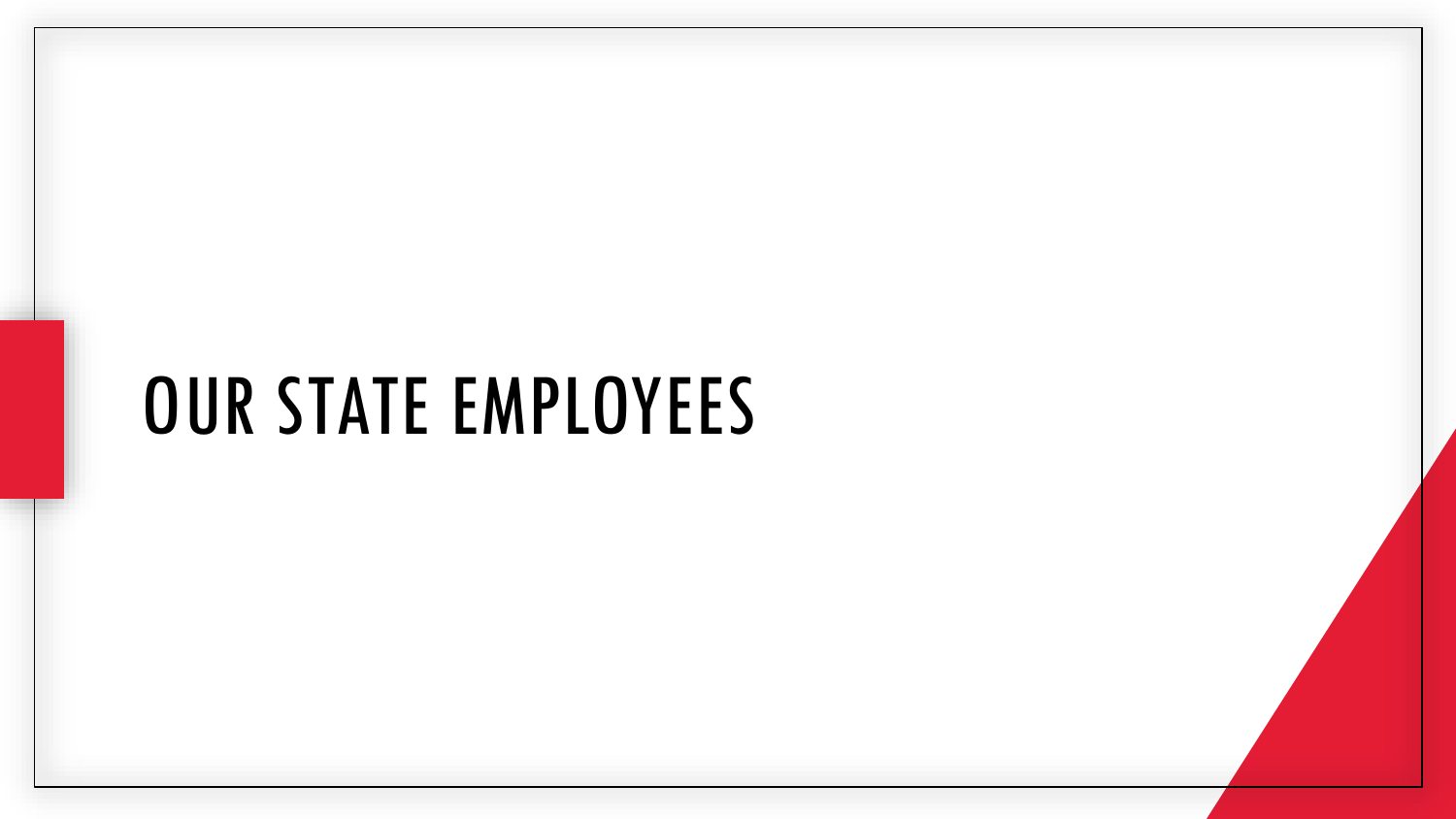# OUR STATE EMPLOYEES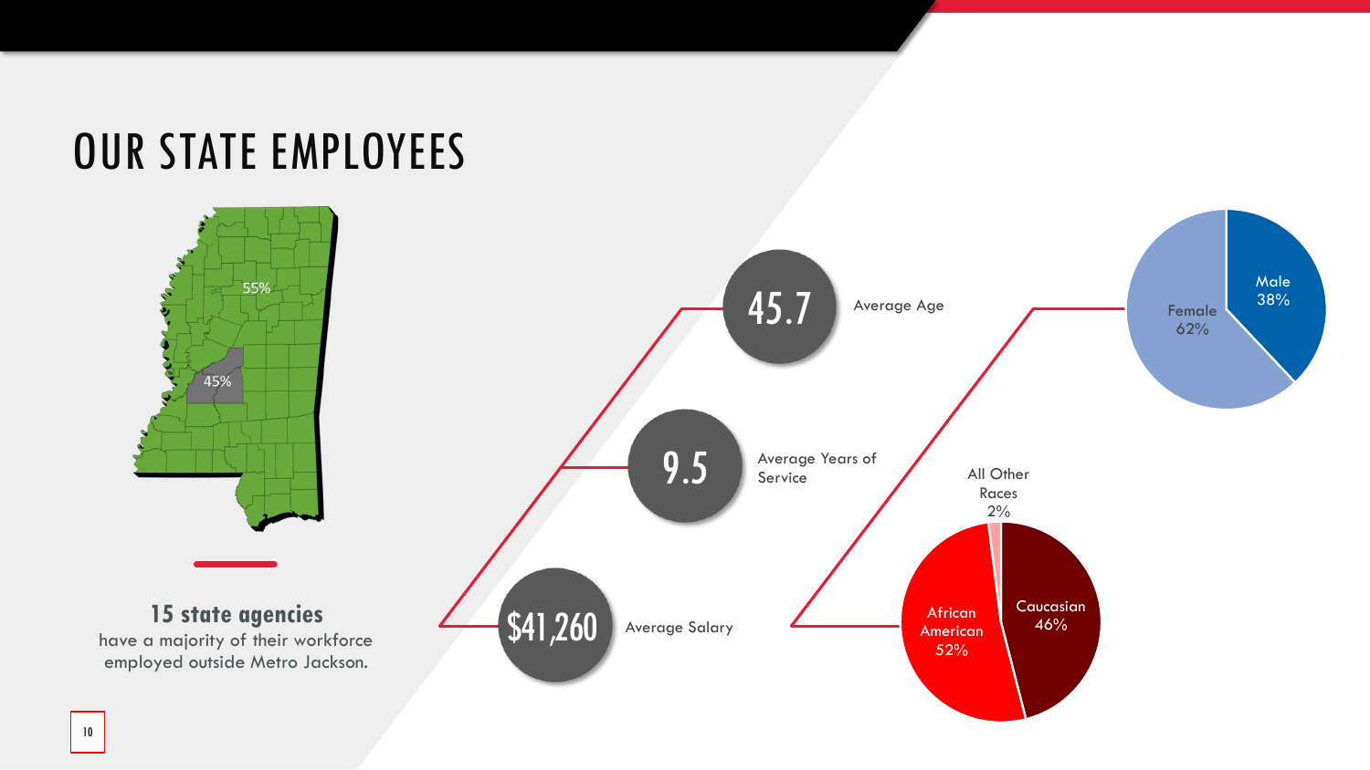# OUR STATE EMPLOYEES

55%

45%

**15 state agencies**
have a majority of their workforce employed outside Metro Jackson.

45.7 Average Age

9.5 Average Years of Service

$41,260 Average Salary

Male 38%

Female 62%

All Other Races 2%

Caucasian 46%

African American 52%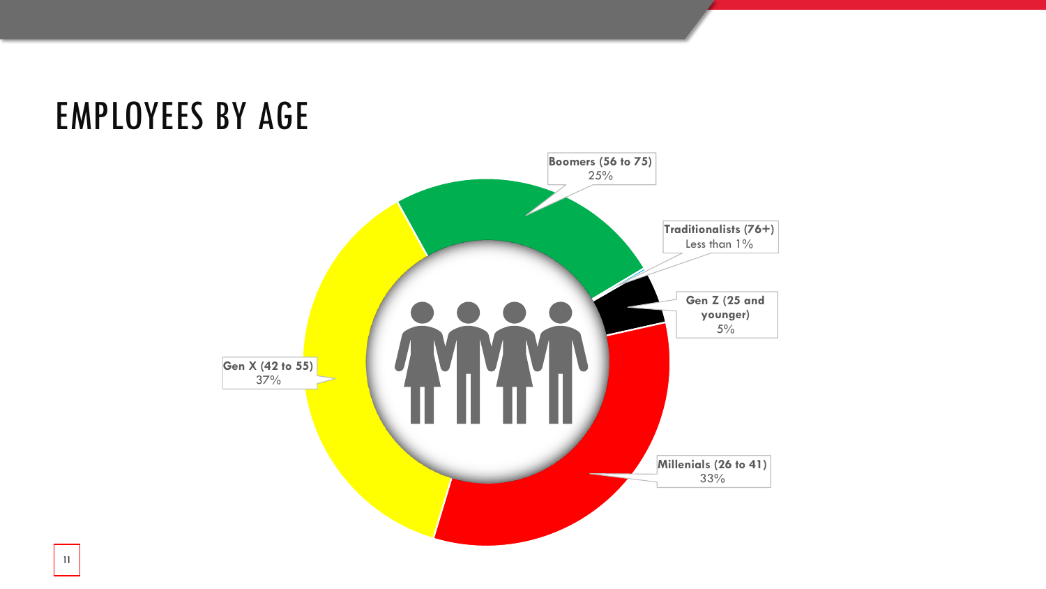# EMPLOYEES BY AGE

**Boomers (56 to 75)**
25%

**Traditionalists (76+)**
Less than 1%

**Gen Z (25 and younger)**
5%

**Millenials (26 to 41)**
33%

**Gen X (42 to 55)**
37%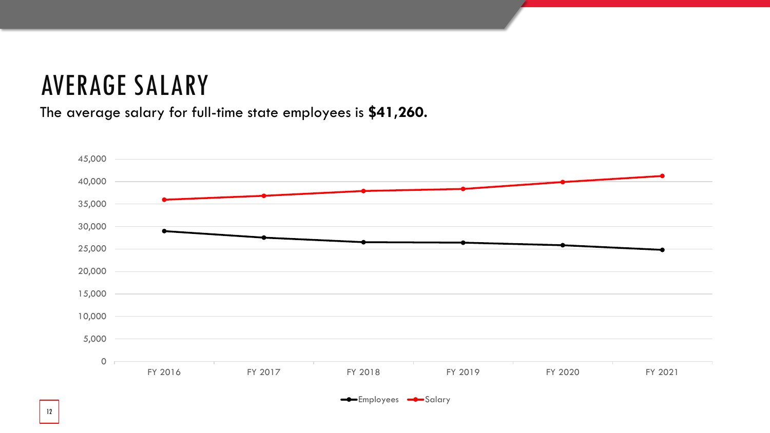# AVERAGE SALARY

The average salary for full-time state employees is **$41,260.**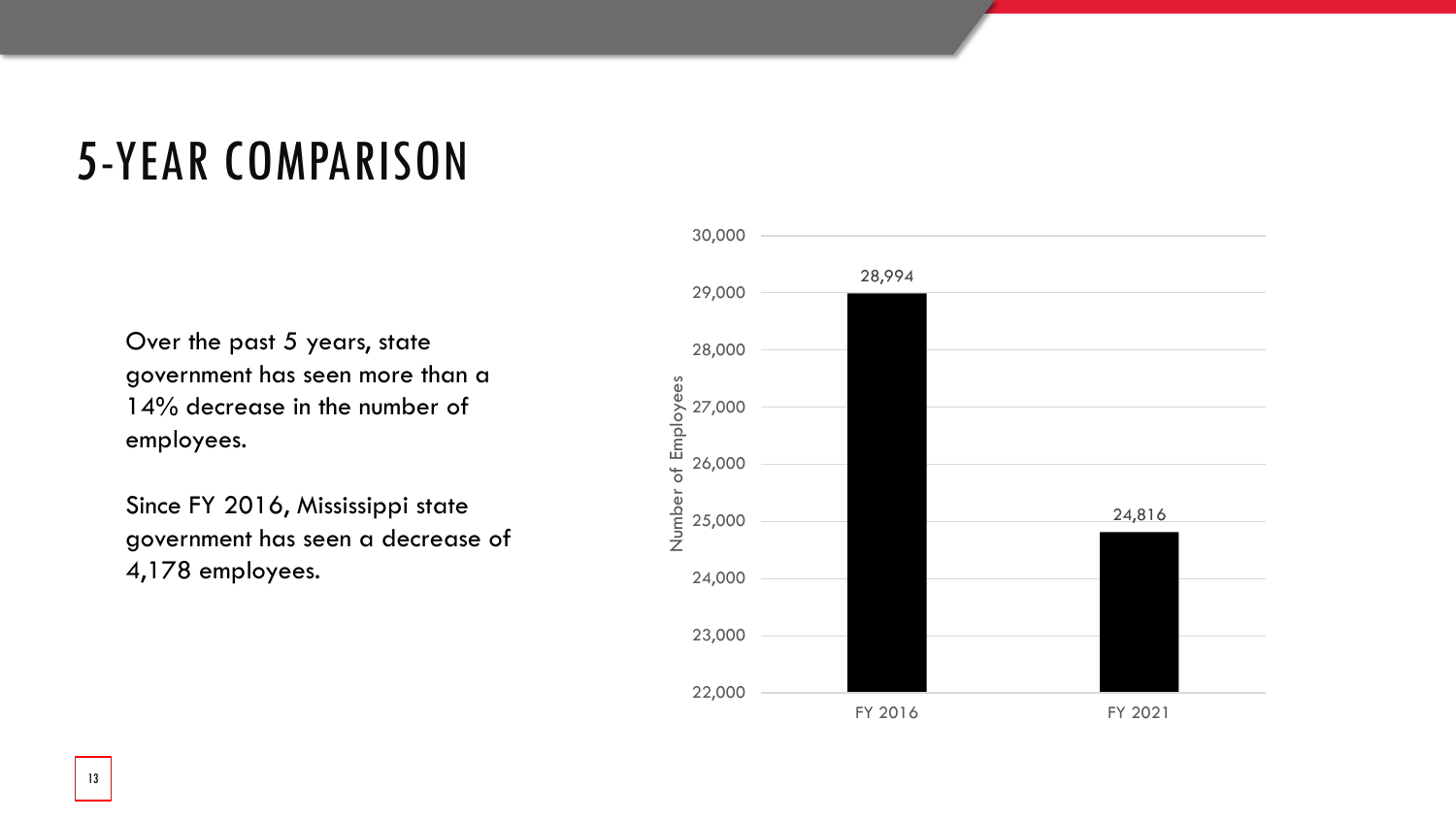# 5-YEAR COMPARISON

Over the past 5 years, state government has seen more than a 14% decrease in the number of employees.

Since FY 2016, Mississippi state government has seen a decrease of 4,178 employees.

| | Number of Employees |
|---|---|
| FY 2016 | 28,994 |
| FY 2021 | 24,816 |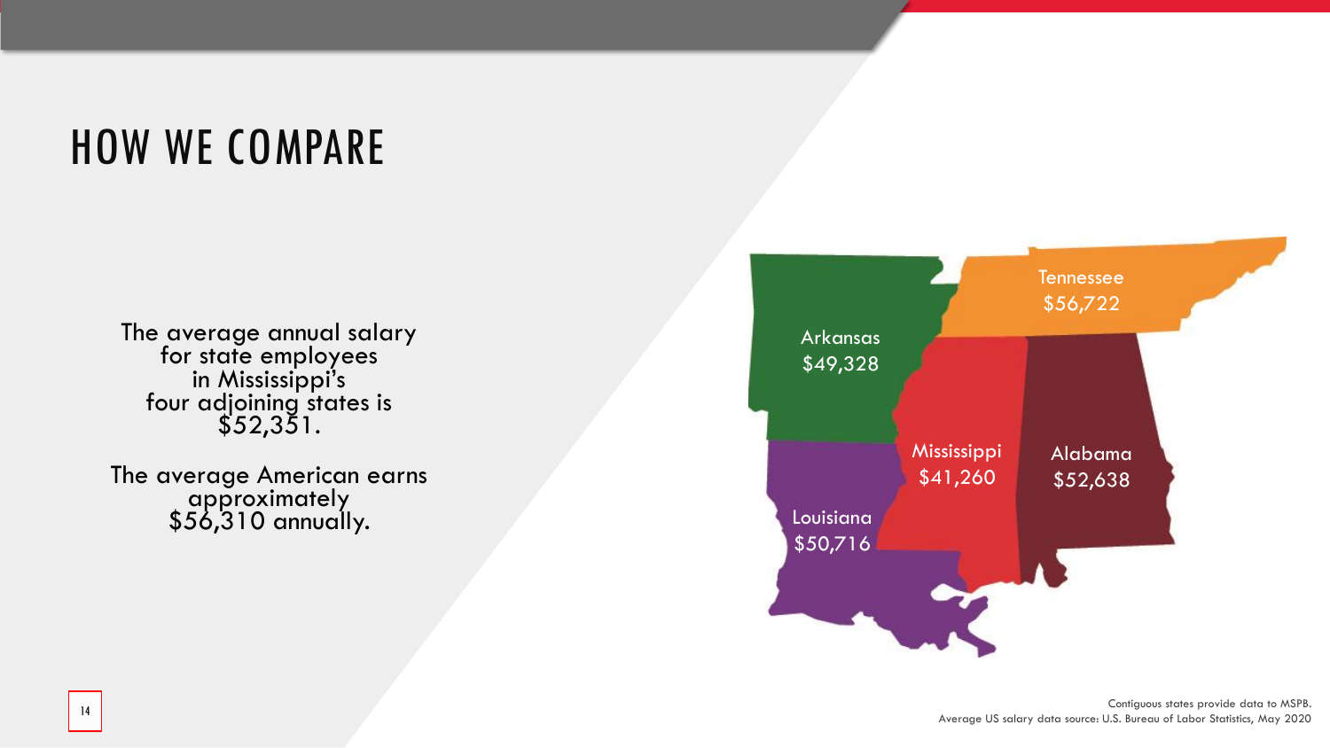# HOW WE COMPARE

The average annual salary for state employees in Mississippi's four adjoining states is $52,351.

The average American earns approximately $56,310 annually.

Tennessee
$56,722

Arkansas
$49,328

Mississippi
$41,260

Alabama
$52,638

Louisiana
$50,716

Contiguous states provide data to MSPB.
Average US salary data source: U.S. Bureau of Labor Statistics, May 2020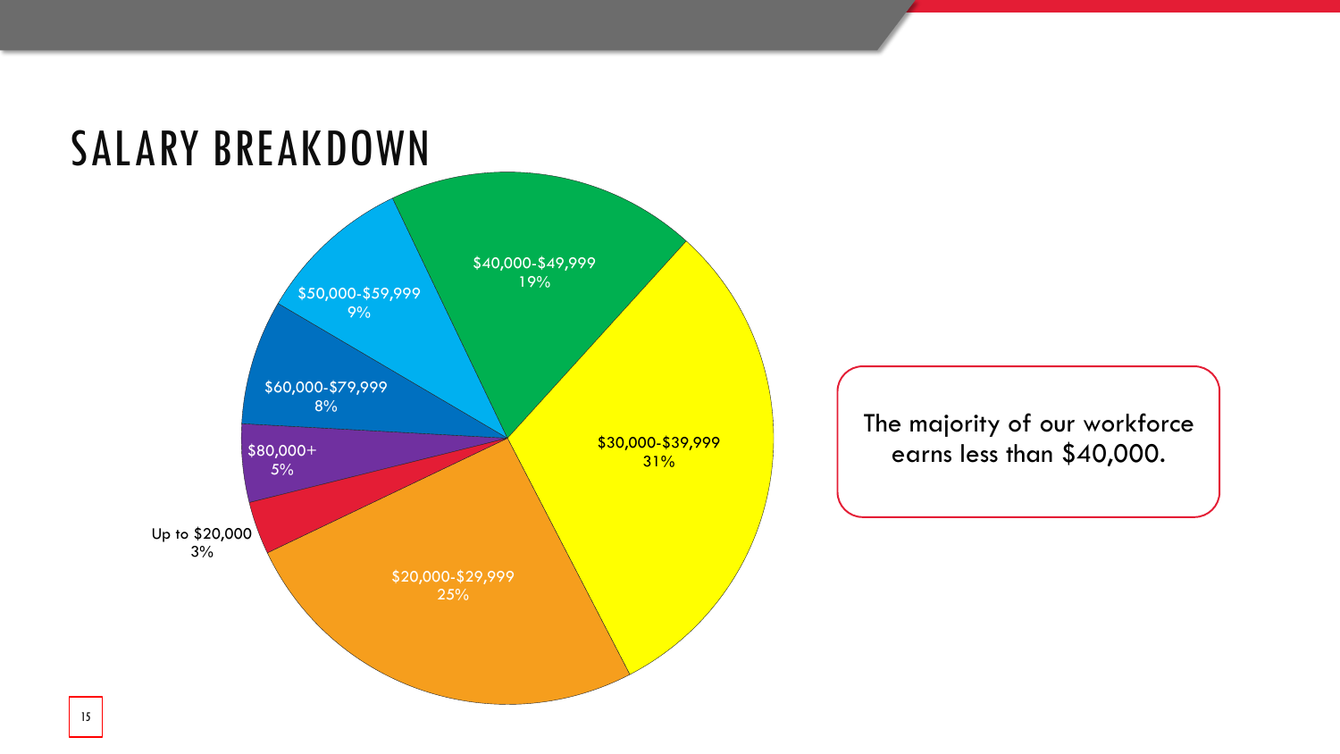# SALARY BREAKDOWN

| Salary Range | Percentage |
| --- | --- |
| Up to $20,000 | 3% |
| $20,000-$29,999 | 25% |
| $30,000-$39,999 | 31% |
| $40,000-$49,999 | 19% |
| $50,000-$59,999 | 9% |
| $60,000-$79,999 | 8% |
| $80,000+ | 5% |

The majority of our workforce earns less than $40,000.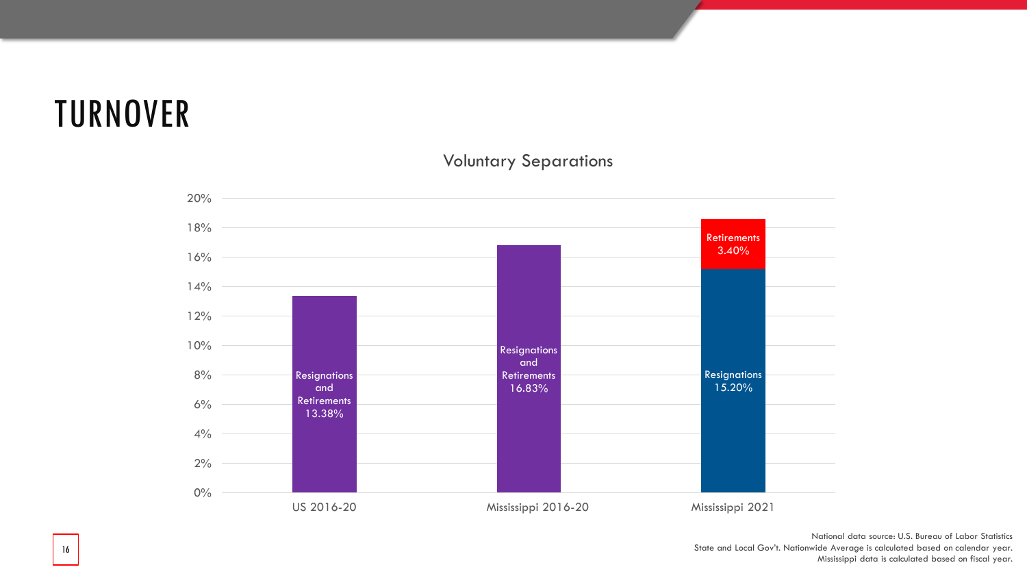# TURNOVER

## Voluntary Separations

| Category | Resignations and Retirements | Resignations | Retirements |
| --- | --- | --- | --- |
| US 2016-20 | 13.38% | | |
| Mississippi 2016-20 | 16.83% | | |
| Mississippi 2021 | | 15.20% | 3.40% |

National data source: U.S. Bureau of Labor Statistics
State and Local Gov't. Nationwide Average is calculated based on calendar year.
Mississippi data is calculated based on fiscal year.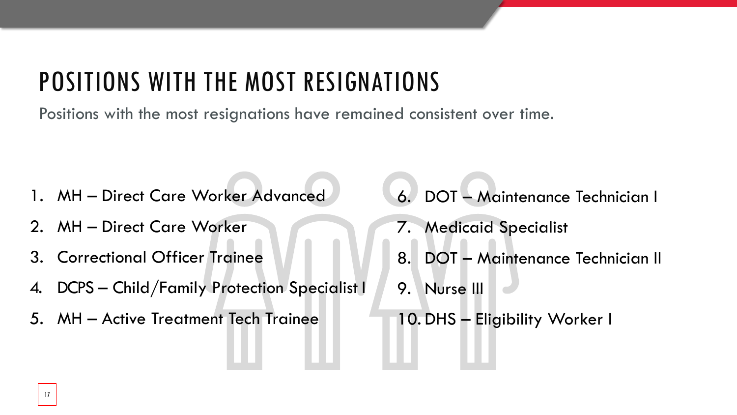# POSITIONS WITH THE MOST RESIGNATIONS

Positions with the most resignations have remained consistent over time.

1. MH – Direct Care Worker Advanced
2. MH – Direct Care Worker
3. Correctional Officer Trainee
4. DCPS – Child/Family Protection Specialist I
5. MH – Active Treatment Tech Trainee
6. DOT – Maintenance Technician I
7. Medicaid Specialist
8. DOT – Maintenance Technician II
9. Nurse III
10. DHS – Eligibility Worker I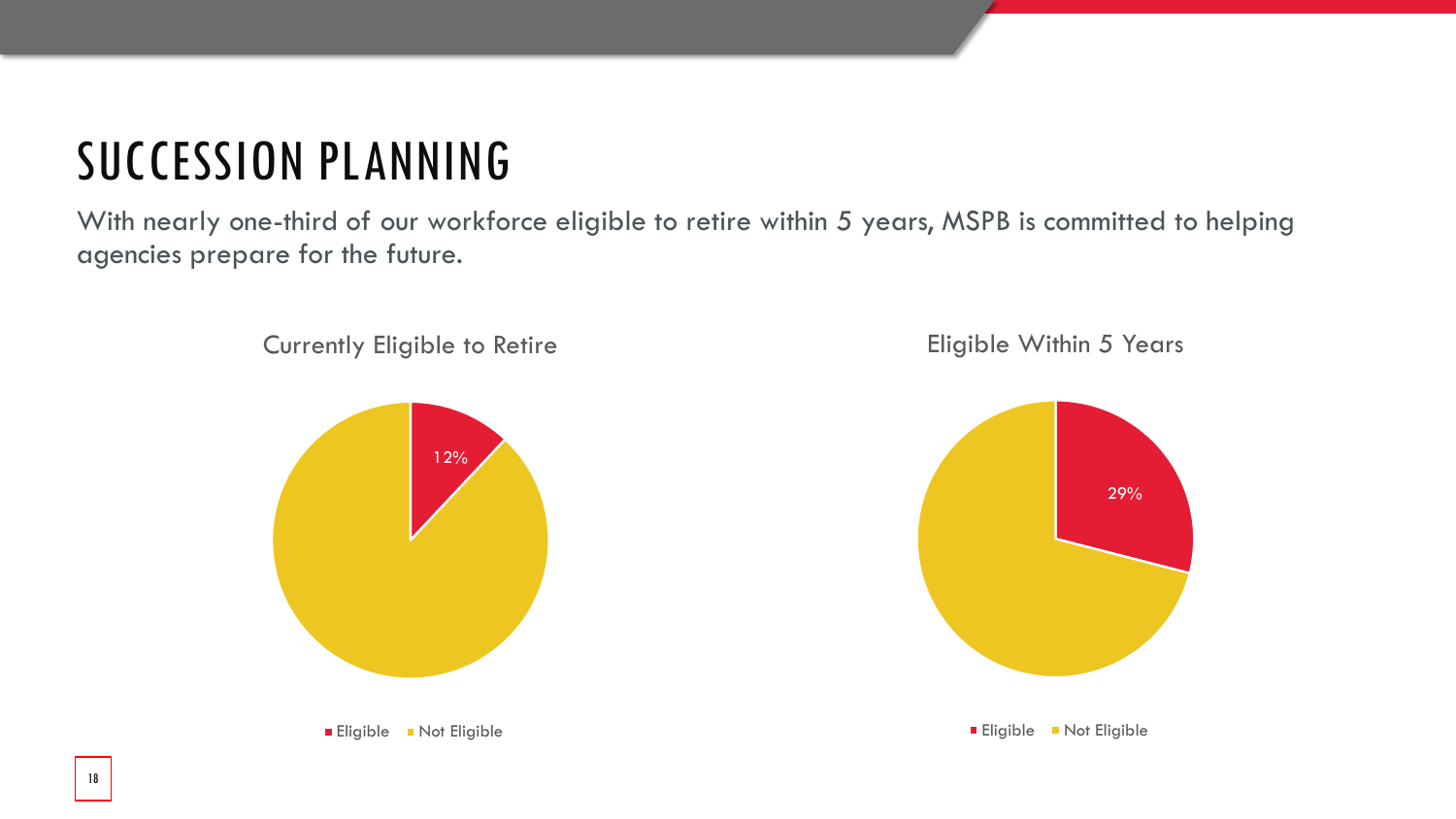# SUCCESSION PLANNING

With nearly one-third of our workforce eligible to retire within 5 years, MSPB is committed to helping agencies prepare for the future.

Currently Eligible to Retire

12%

Eligible Not Eligible

Eligible Within 5 Years

29%

Eligible Not Eligible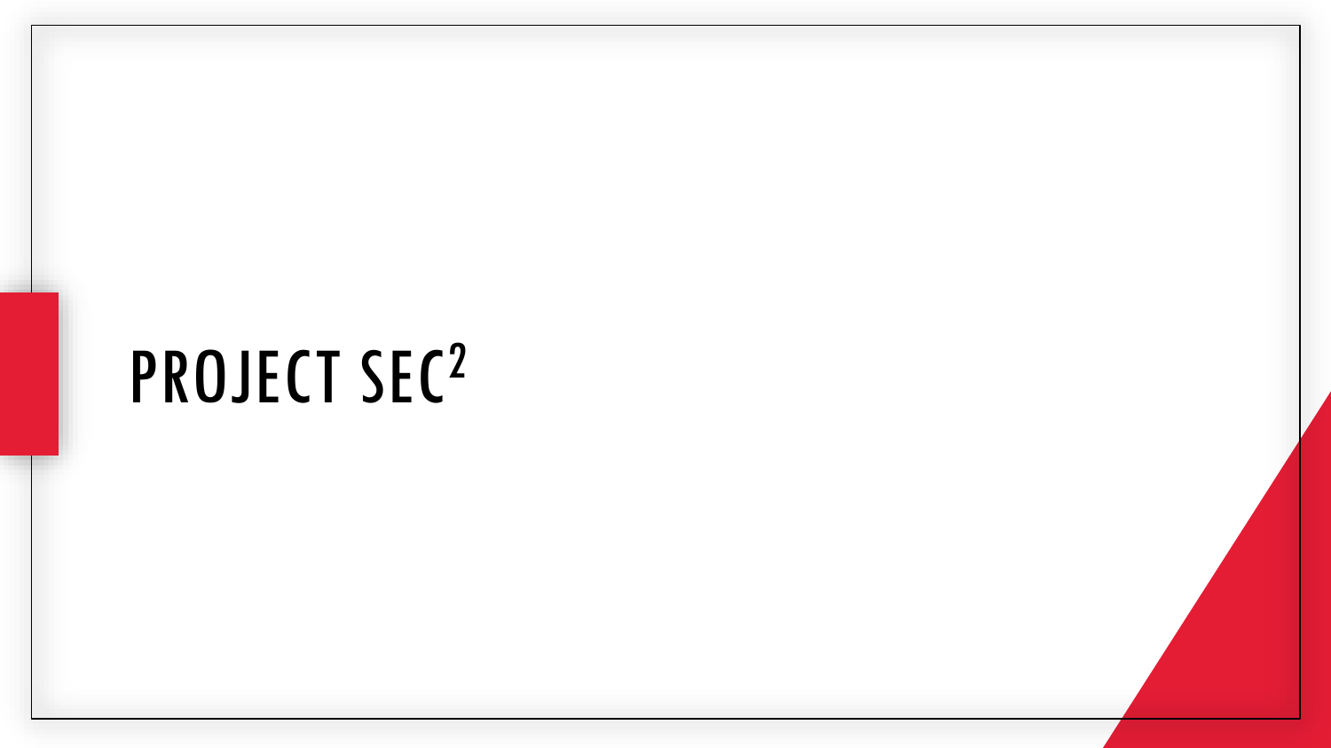# PROJECT SEC$^2$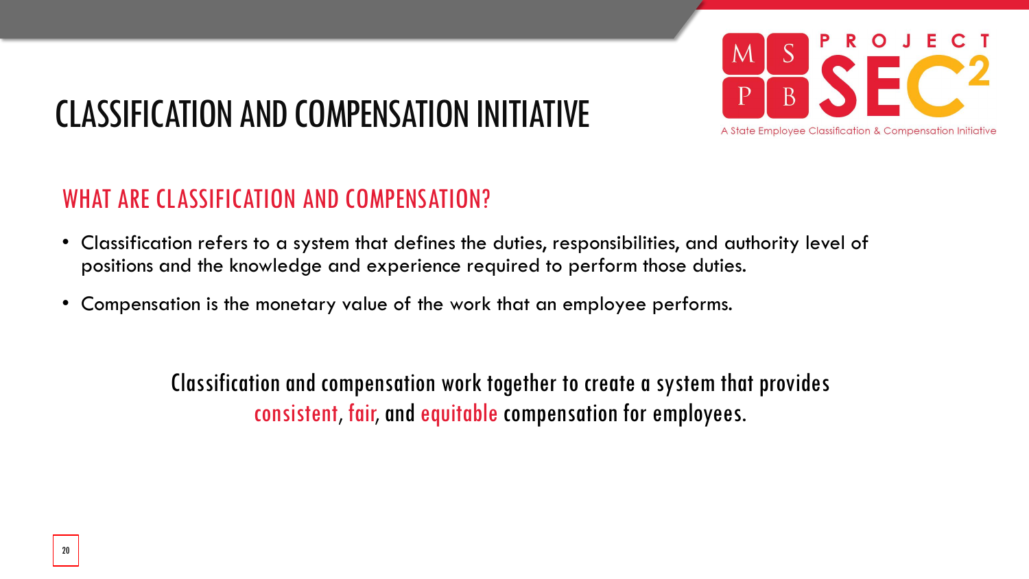# CLASSIFICATION AND COMPENSATION INITIATIVE

MSPB PROJECT SEC²

A State Employee Classification & Compensation Initiative

## WHAT ARE CLASSIFICATION AND COMPENSATION?

- Classification refers to a system that defines the duties, responsibilities, and authority level of positions and the knowledge and experience required to perform those duties.
- Compensation is the monetary value of the work that an employee performs.

Classification and compensation work together to create a system that provides consistent, fair, and equitable compensation for employees.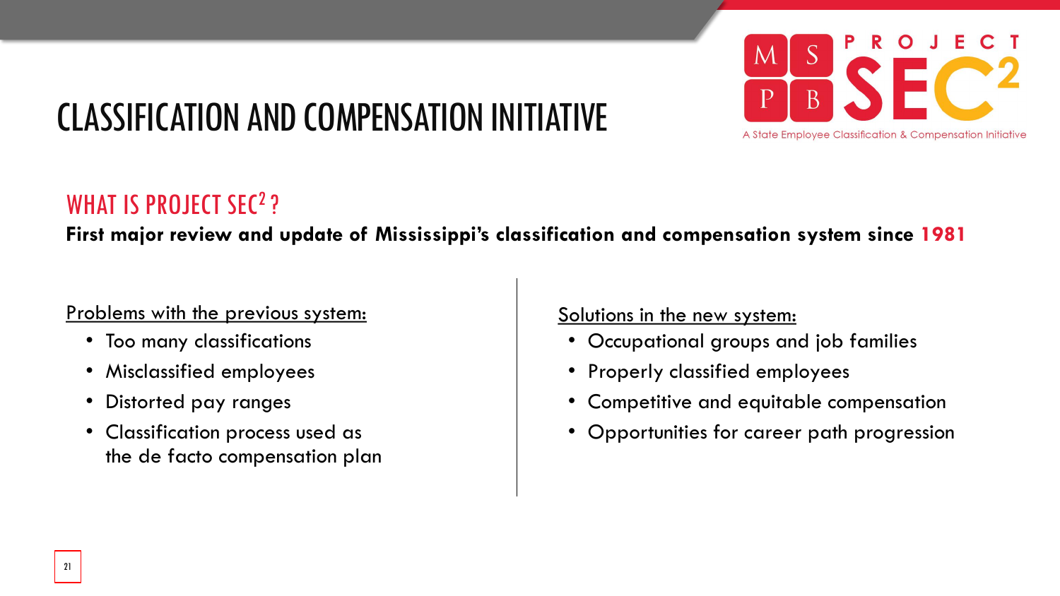# CLASSIFICATION AND COMPENSATION INITIATIVE

MSPB PROJECT $SEC^2$

A State Employee Classification & Compensation Initiative

## WHAT IS PROJECT $SEC^2$ ?

**First major review and update of Mississippi's classification and compensation system since 1981**

Problems with the previous system:

- Too many classifications
- Misclassified employees
- Distorted pay ranges
- Classification process used as the de facto compensation plan

Solutions in the new system:

- Occupational groups and job families
- Properly classified employees
- Competitive and equitable compensation
- Opportunities for career path progression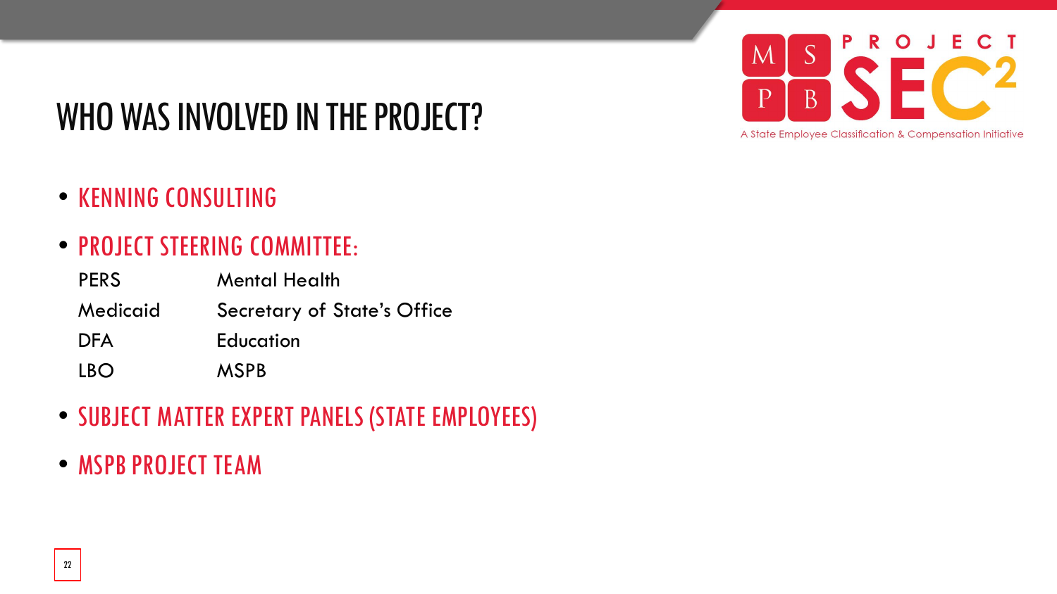# WHO WAS INVOLVED IN THE PROJECT?

- KENNING CONSULTING
- PROJECT STEERING COMMITTEE:

| | |
|---|---|
| PERS | Mental Health |
| Medicaid | Secretary of State's Office |
| DFA | Education |
| LBO | MSPB |

- SUBJECT MATTER EXPERT PANELS (STATE EMPLOYEES)
- MSPB PROJECT TEAM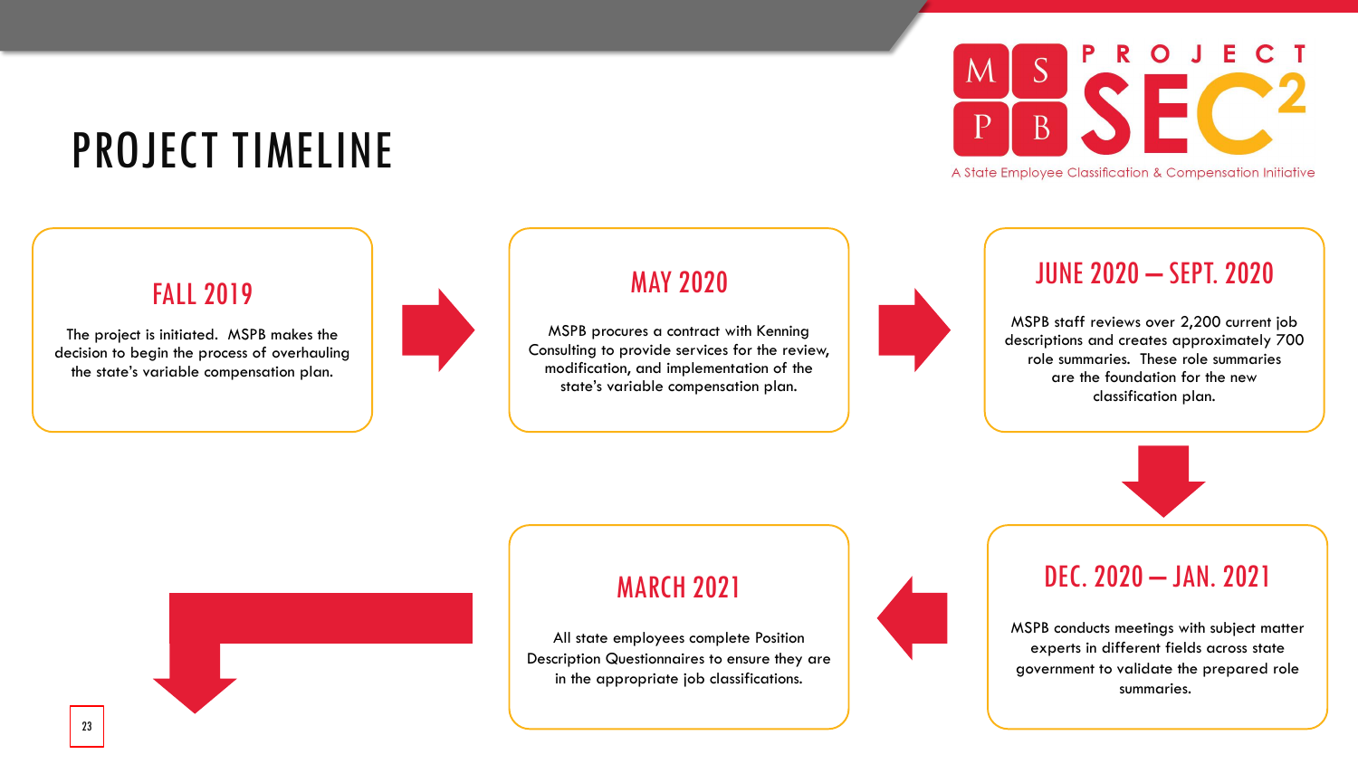# PROJECT TIMELINE

MSPB PROJECT SEC²

A State Employee Classification & Compensation Initiative

## FALL 2019

The project is initiated. MSPB makes the decision to begin the process of overhauling the state's variable compensation plan.

## MAY 2020

MSPB procures a contract with Kenning Consulting to provide services for the review, modification, and implementation of the state's variable compensation plan.

## JUNE 2020 – SEPT. 2020

MSPB staff reviews over 2,200 current job descriptions and creates approximately 700 role summaries. These role summaries are the foundation for the new classification plan.

## DEC. 2020 – JAN. 2021

MSPB conducts meetings with subject matter experts in different fields across state government to validate the prepared role summaries.

## MARCH 2021

All state employees complete Position Description Questionnaires to ensure they are in the appropriate job classifications.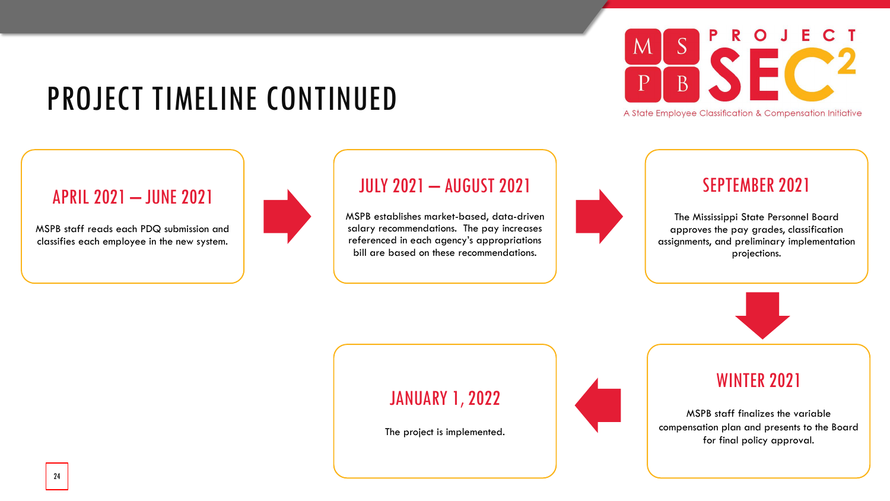# PROJECT TIMELINE CONTINUED

MSPB PROJECT SEC²

A State Employee Classification & Compensation Initiative

## APRIL 2021 – JUNE 2021

MSPB staff reads each PDQ submission and classifies each employee in the new system.

## JULY 2021 – AUGUST 2021

MSPB establishes market-based, data-driven salary recommendations. The pay increases referenced in each agency's appropriations bill are based on these recommendations.

## SEPTEMBER 2021

The Mississippi State Personnel Board approves the pay grades, classification assignments, and preliminary implementation projections.

## WINTER 2021

MSPB staff finalizes the variable compensation plan and presents to the Board for final policy approval.

## JANUARY 1, 2022

The project is implemented.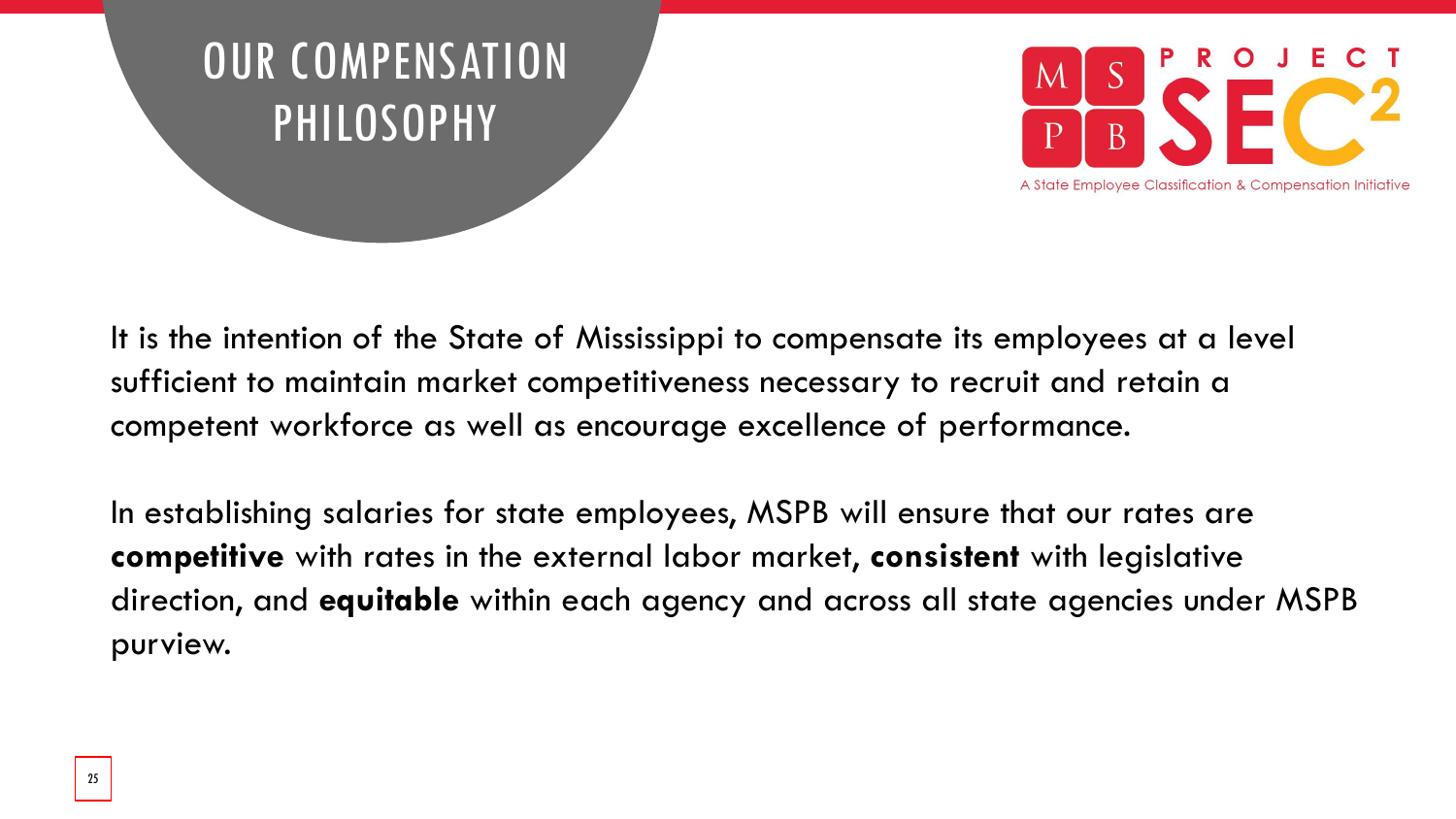# OUR COMPENSATION PHILOSOPHY

PROJECT SEC²

A State Employee Classification & Compensation Initiative

It is the intention of the State of Mississippi to compensate its employees at a level sufficient to maintain market competitiveness necessary to recruit and retain a competent workforce as well as encourage excellence of performance.

In establishing salaries for state employees, MSPB will ensure that our rates are **competitive** with rates in the external labor market, **consistent** with legislative direction, and **equitable** within each agency and across all state agencies under MSPB purview.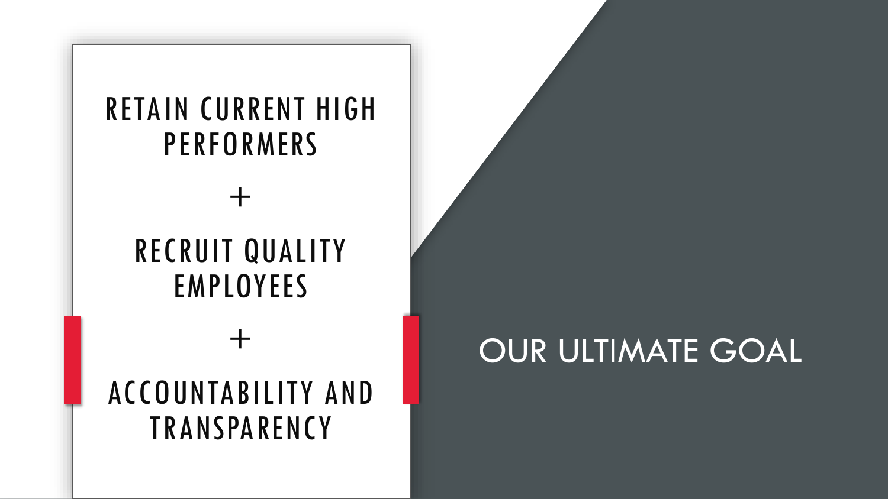# OUR ULTIMATE GOAL

RETAIN CURRENT HIGH PERFORMERS

+

RECRUIT QUALITY EMPLOYEES

+

ACCOUNTABILITY AND TRANSPARENCY